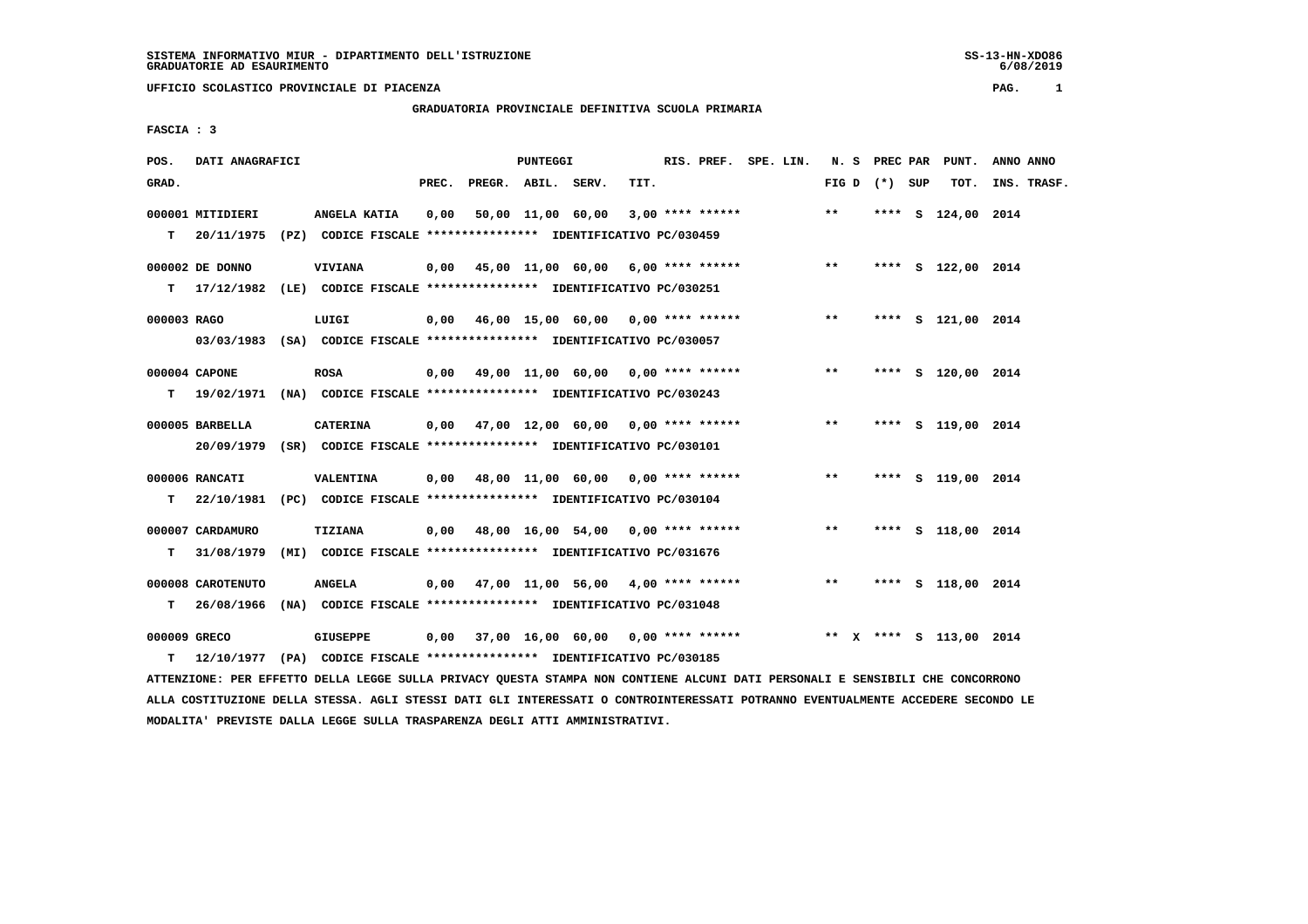SISTEMA INFORMATIVO MIUR - DIPARTIMENTO DELL'ISTRUZIONE
GRADUATORIE AD ESAURIMENTO

UFFICIO SCOLASTICO PROVINCIALE DI PIACENZA

GRADUATORIA PROVINCIALE DEFINITIVA SCUOLA PRIMARIA

FASCIA : 3

| POS. GRAD. | DATI ANAGRAFICI | | PREC. | PREGR. | ABIL. | SERV. | TIT. | RIS. PREF. | SPE. LIN. | N. S FIG D | PREC PAR (*) SUP | PUNT. TOT. | ANNO INS. | ANNO TRASF. |
|---|---|---|---|---|---|---|---|---|---|---|---|---|---|---|
| 000001 | MITIDIERI | ANGELA KATIA | 0,00 | 50,00 | 11,00 | 60,00 | 3,00 | **** ****** | | ** | **** S | 124,00 | 2014 | |
| T | 20/11/1975 (PZ) CODICE FISCALE **************** IDENTIFICATIVO PC/030459 | | | | | | | | | | | | | |
| 000002 | DE DONNO | VIVIANA | 0,00 | 45,00 | 11,00 | 60,00 | 6,00 | **** ****** | | ** | **** S | 122,00 | 2014 | |
| T | 17/12/1982 (LE) CODICE FISCALE **************** IDENTIFICATIVO PC/030251 | | | | | | | | | | | | | |
| 000003 | RAGO | LUIGI | 0,00 | 46,00 | 15,00 | 60,00 | 0,00 | **** ****** | | ** | **** S | 121,00 | 2014 | |
| | 03/03/1983 (SA) CODICE FISCALE **************** IDENTIFICATIVO PC/030057 | | | | | | | | | | | | | |
| 000004 | CAPONE | ROSA | 0,00 | 49,00 | 11,00 | 60,00 | 0,00 | **** ****** | | ** | **** S | 120,00 | 2014 | |
| T | 19/02/1971 (NA) CODICE FISCALE **************** IDENTIFICATIVO PC/030243 | | | | | | | | | | | | | |
| 000005 | BARBELLA | CATERINA | 0,00 | 47,00 | 12,00 | 60,00 | 0,00 | **** ****** | | ** | **** S | 119,00 | 2014 | |
| | 20/09/1979 (SR) CODICE FISCALE **************** IDENTIFICATIVO PC/030101 | | | | | | | | | | | | | |
| 000006 | RANCATI | VALENTINA | 0,00 | 48,00 | 11,00 | 60,00 | 0,00 | **** ****** | | ** | **** S | 119,00 | 2014 | |
| T | 22/10/1981 (PC) CODICE FISCALE **************** IDENTIFICATIVO PC/030104 | | | | | | | | | | | | | |
| 000007 | CARDAMURO | TIZIANA | 0,00 | 48,00 | 16,00 | 54,00 | 0,00 | **** ****** | | ** | **** S | 118,00 | 2014 | |
| T | 31/08/1979 (MI) CODICE FISCALE **************** IDENTIFICATIVO PC/031676 | | | | | | | | | | | | | |
| 000008 | CAROTENUTO | ANGELA | 0,00 | 47,00 | 11,00 | 56,00 | 4,00 | **** ****** | | ** | **** S | 118,00 | 2014 | |
| T | 26/08/1966 (NA) CODICE FISCALE **************** IDENTIFICATIVO PC/031048 | | | | | | | | | | | | | |
| 000009 | GRECO | GIUSEPPE | 0,00 | 37,00 | 16,00 | 60,00 | 0,00 | **** ****** | | ** X | **** S | 113,00 | 2014 | |
| T | 12/10/1977 (PA) CODICE FISCALE **************** IDENTIFICATIVO PC/030185 | | | | | | | | | | | | | |

ATTENZIONE: PER EFFETTO DELLA LEGGE SULLA PRIVACY QUESTA STAMPA NON CONTIENE ALCUNI DATI PERSONALI E SENSIBILI CHE CONCORRONO ALLA COSTITUZIONE DELLA STESSA. AGLI STESSI DATI GLI INTERESSATI O CONTROINTERESSATI POTRANNO EVENTUALMENTE ACCEDERE SECONDO LE MODALITA' PREVISTE DALLA LEGGE SULLA TRASPARENZA DEGLI ATTI AMMINISTRATIVI.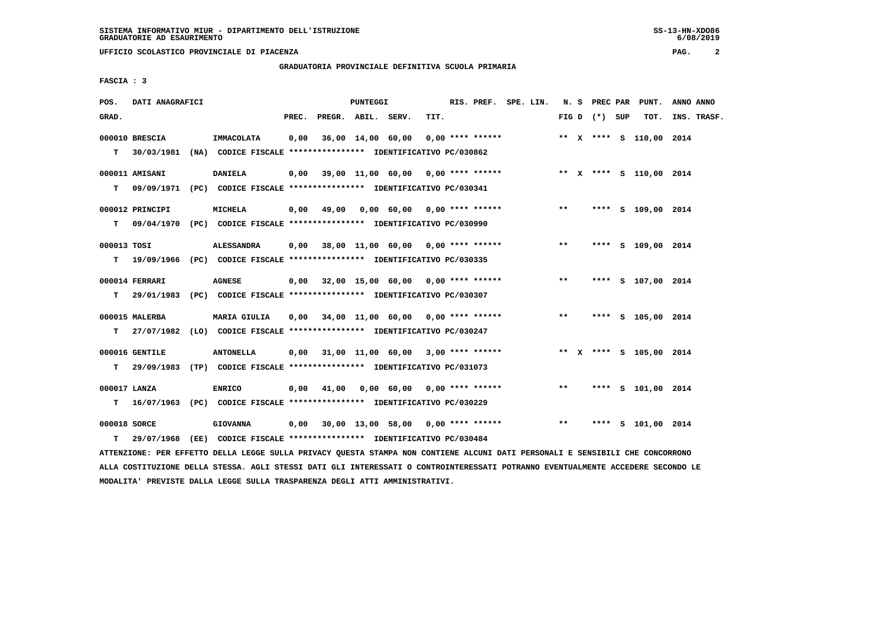SISTEMA INFORMATIVO MIUR - DIPARTIMENTO DELL'ISTRUZIONE
GRADUATORIE AD ESAURIMENTO

UFFICIO SCOLASTICO PROVINCIALE DI PIACENZA

GRADUATORIA PROVINCIALE DEFINITIVA SCUOLA PRIMARIA

FASCIA : 3

| POS. GRAD. | DATI ANAGRAFICI | | PREC. | PREGR. | ABIL. | SERV. | TIT. | RIS. PREF. | SPE. LIN. | N. S FIG D | PREC PAR (*) | SUP | PUNT. TOT. | ANNO INS. | ANNO TRASF. |
|---|---|---|---|---|---|---|---|---|---|---|---|---|---|---|---|
| 000010 | BRESCIA | IMMACOLATA | 0,00 | 36,00 | 14,00 | 60,00 | 0,00 | **** ****** | | ** X | **** | S | 110,00 | 2014 | |
| T | 30/03/1981 (NA) | CODICE FISCALE **************** IDENTIFICATIVO PC/030862 | | | | | | | | | | | | | |
| 000011 | AMISANI | DANIELA | 0,00 | 39,00 | 11,00 | 60,00 | 0,00 | **** ****** | | ** X | **** | S | 110,00 | 2014 | |
| T | 09/09/1971 (PC) | CODICE FISCALE **************** IDENTIFICATIVO PC/030341 | | | | | | | | | | | | | |
| 000012 | PRINCIPI | MICHELA | 0,00 | 49,00 | 0,00 | 60,00 | 0,00 | **** ****** | | ** | **** | S | 109,00 | 2014 | |
| T | 09/04/1970 (PC) | CODICE FISCALE **************** IDENTIFICATIVO PC/030990 | | | | | | | | | | | | | |
| 000013 | TOSI | ALESSANDRA | 0,00 | 38,00 | 11,00 | 60,00 | 0,00 | **** ****** | | ** | **** | S | 109,00 | 2014 | |
| T | 19/09/1966 (PC) | CODICE FISCALE **************** IDENTIFICATIVO PC/030335 | | | | | | | | | | | | | |
| 000014 | FERRARI | AGNESE | 0,00 | 32,00 | 15,00 | 60,00 | 0,00 | **** ****** | | ** | **** | S | 107,00 | 2014 | |
| T | 29/01/1983 (PC) | CODICE FISCALE **************** IDENTIFICATIVO PC/030307 | | | | | | | | | | | | | |
| 000015 | MALERBA | MARIA GIULIA | 0,00 | 34,00 | 11,00 | 60,00 | 0,00 | **** ****** | | ** | **** | S | 105,00 | 2014 | |
| T | 27/07/1982 (LO) | CODICE FISCALE **************** IDENTIFICATIVO PC/030247 | | | | | | | | | | | | | |
| 000016 | GENTILE | ANTONELLA | 0,00 | 31,00 | 11,00 | 60,00 | 3,00 | **** ****** | | ** X | **** | S | 105,00 | 2014 | |
| T | 29/09/1983 (TP) | CODICE FISCALE **************** IDENTIFICATIVO PC/031073 | | | | | | | | | | | | | |
| 000017 | LANZA | ENRICO | 0,00 | 41,00 | 0,00 | 60,00 | 0,00 | **** ****** | | ** | **** | S | 101,00 | 2014 | |
| T | 16/07/1963 (PC) | CODICE FISCALE **************** IDENTIFICATIVO PC/030229 | | | | | | | | | | | | | |
| 000018 | SORCE | GIOVANNA | 0,00 | 30,00 | 13,00 | 58,00 | 0,00 | **** ****** | | ** | **** | S | 101,00 | 2014 | |
| T | 29/07/1968 (EE) | CODICE FISCALE **************** IDENTIFICATIVO PC/030484 | | | | | | | | | | | | | |

ATTENZIONE: PER EFFETTO DELLA LEGGE SULLA PRIVACY QUESTA STAMPA NON CONTIENE ALCUNI DATI PERSONALI E SENSIBILI CHE CONCORRONO ALLA COSTITUZIONE DELLA STESSA. AGLI STESSI DATI GLI INTERESSATI O CONTROINTERESSATI POTRANNO EVENTUALMENTE ACCEDERE SECONDO LE MODALITA' PREVISTE DALLA LEGGE SULLA TRASPARENZA DEGLI ATTI AMMINISTRATIVI.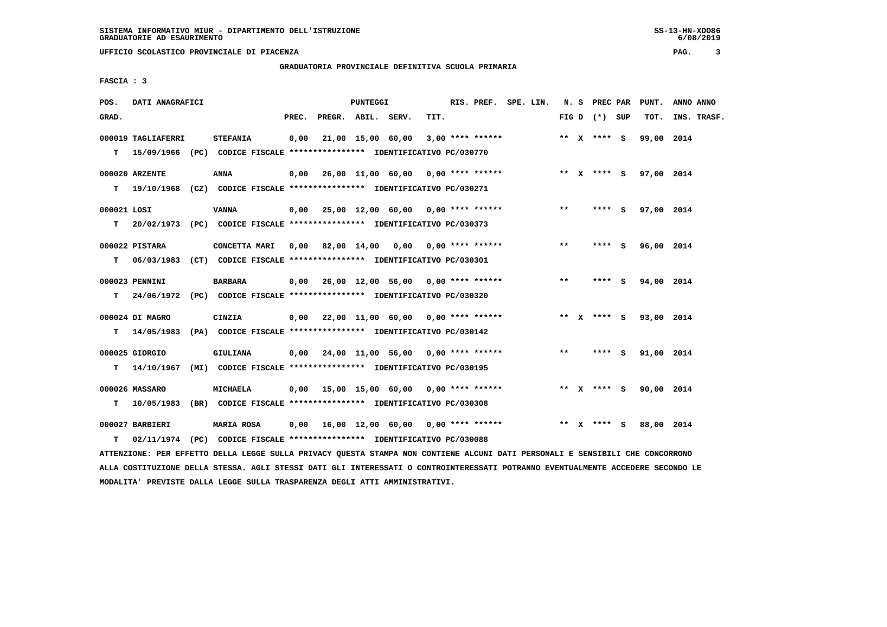UFFICIO SCOLASTICO PROVINCIALE DI PIACENZA

GRADUATORIA PROVINCIALE DEFINITIVA SCUOLA PRIMARIA

FASCIA : 3

| POS. GRAD. | DATI ANAGRAFICI | | PREC. | PREGR. | ABIL. | SERV. | TIT. | RIS. PREF. | SPE. LIN. | N. S FIG D | PREC PAR (*) SUP | PUNT. TOT. | ANNO ANNO INS. TRASF. |
|---|---|---|---|---|---|---|---|---|---|---|---|---|---|
| 000019 | TAGLIAFERRI | STEFANIA | 0,00 | 21,00 | 15,00 | 60,00 | 3,00 | **** ****** | | ** X | **** S | 99,00 | 2014 |
| T | 15/09/1966 (PC) CODICE FISCALE **************** IDENTIFICATIVO PC/030770 | | | | | | | | | | | | |
| 000020 | ARZENTE | ANNA | 0,00 | 26,00 | 11,00 | 60,00 | 0,00 | **** ****** | | ** X | **** S | 97,00 | 2014 |
| T | 19/10/1968 (CZ) CODICE FISCALE **************** IDENTIFICATIVO PC/030271 | | | | | | | | | | | | |
| 000021 | LOSI | VANNA | 0,00 | 25,00 | 12,00 | 60,00 | 0,00 | **** ****** | | ** | **** S | 97,00 | 2014 |
| T | 20/02/1973 (PC) CODICE FISCALE **************** IDENTIFICATIVO PC/030373 | | | | | | | | | | | | |
| 000022 | PISTARA | CONCETTA MARI | 0,00 | 82,00 | 14,00 | 0,00 | 0,00 | **** ****** | | ** | **** S | 96,00 | 2014 |
| T | 06/03/1983 (CT) CODICE FISCALE **************** IDENTIFICATIVO PC/030301 | | | | | | | | | | | | |
| 000023 | PENNINI | BARBARA | 0,00 | 26,00 | 12,00 | 56,00 | 0,00 | **** ****** | | ** | **** S | 94,00 | 2014 |
| T | 24/06/1972 (PC) CODICE FISCALE **************** IDENTIFICATIVO PC/030320 | | | | | | | | | | | | |
| 000024 | DI MAGRO | CINZIA | 0,00 | 22,00 | 11,00 | 60,00 | 0,00 | **** ****** | | ** X | **** S | 93,00 | 2014 |
| T | 14/05/1983 (PA) CODICE FISCALE **************** IDENTIFICATIVO PC/030142 | | | | | | | | | | | | |
| 000025 | GIORGIO | GIULIANA | 0,00 | 24,00 | 11,00 | 56,00 | 0,00 | **** ****** | | ** | **** S | 91,00 | 2014 |
| T | 14/10/1967 (MI) CODICE FISCALE **************** IDENTIFICATIVO PC/030195 | | | | | | | | | | | | |
| 000026 | MASSARO | MICHAELA | 0,00 | 15,00 | 15,00 | 60,00 | 0,00 | **** ****** | | ** X | **** S | 90,00 | 2014 |
| T | 10/05/1983 (BR) CODICE FISCALE **************** IDENTIFICATIVO PC/030308 | | | | | | | | | | | | |
| 000027 | BARBIERI | MARIA ROSA | 0,00 | 16,00 | 12,00 | 60,00 | 0,00 | **** ****** | | ** X | **** S | 88,00 | 2014 |
| T | 02/11/1974 (PC) CODICE FISCALE **************** IDENTIFICATIVO PC/030088 | | | | | | | | | | | | |

ATTENZIONE: PER EFFETTO DELLA LEGGE SULLA PRIVACY QUESTA STAMPA NON CONTIENE ALCUNI DATI PERSONALI E SENSIBILI CHE CONCORRONO ALLA COSTITUZIONE DELLA STESSA. AGLI STESSI DATI GLI INTERESSATI O CONTROINTERESSATI POTRANNO EVENTUALMENTE ACCEDERE SECONDO LE MODALITA' PREVISTE DALLA LEGGE SULLA TRASPARENZA DEGLI ATTI AMMINISTRATIVI.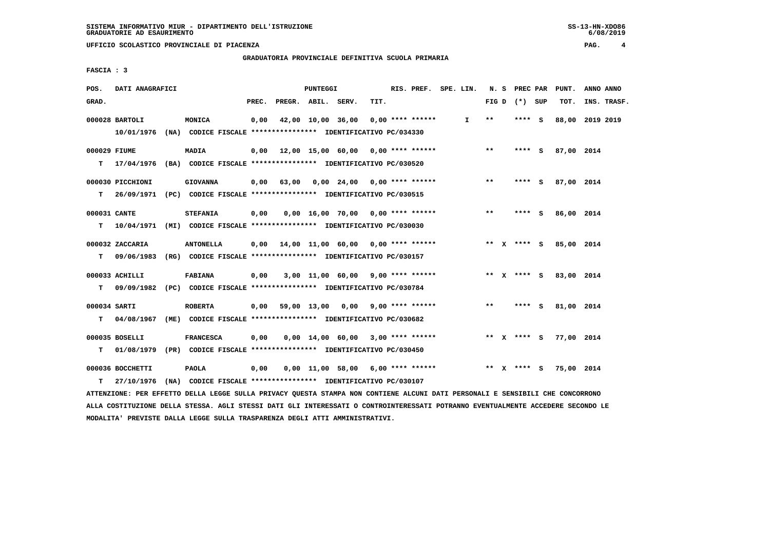GRADUATORIA PROVINCIALE DEFINITIVA SCUOLA PRIMARIA

FASCIA : 3

| POS. GRAD. | DATI ANAGRAFICI | | PREC. | PREGR. | ABIL. | SERV. | TIT. | RIS. PREF. | SPE. LIN. | N. S FIG D | PREC PAR (*) SUP | PUNT. TOT. | ANNO ANNO INS. TRASF. |
|---|---|---|---|---|---|---|---|---|---|---|---|---|---|
| 000028 | BARTOLI | MONICA | 0,00 | 42,00 | 10,00 | 36,00 | 0,00 | **** ****** | I | ** | **** S | 88,00 | 2019 2019 |
| | 10/01/1976 (NA) CODICE FISCALE **************** IDENTIFICATIVO PC/034330 | | | | | | | | | | | | |
| 000029 | FIUME | MADIA | 0,00 | 12,00 | 15,00 | 60,00 | 0,00 | **** ****** | | ** | **** S | 87,00 | 2014 |
| T | 17/04/1976 (BA) CODICE FISCALE **************** IDENTIFICATIVO PC/030520 | | | | | | | | | | | | |
| 000030 | PICCHIONI | GIOVANNA | 0,00 | 63,00 | 0,00 | 24,00 | 0,00 | **** ****** | | ** | **** S | 87,00 | 2014 |
| T | 26/09/1971 (PC) CODICE FISCALE **************** IDENTIFICATIVO PC/030515 | | | | | | | | | | | | |
| 000031 | CANTE | STEFANIA | 0,00 | 0,00 | 16,00 | 70,00 | 0,00 | **** ****** | | ** | **** S | 86,00 | 2014 |
| T | 10/04/1971 (MI) CODICE FISCALE **************** IDENTIFICATIVO PC/030030 | | | | | | | | | | | | |
| 000032 | ZACCARIA | ANTONELLA | 0,00 | 14,00 | 11,00 | 60,00 | 0,00 | **** ****** | | ** X | **** S | 85,00 | 2014 |
| T | 09/06/1983 (RG) CODICE FISCALE **************** IDENTIFICATIVO PC/030157 | | | | | | | | | | | | |
| 000033 | ACHILLI | FABIANA | 0,00 | 3,00 | 11,00 | 60,00 | 9,00 | **** ****** | | ** X | **** S | 83,00 | 2014 |
| T | 09/09/1982 (PC) CODICE FISCALE **************** IDENTIFICATIVO PC/030784 | | | | | | | | | | | | |
| 000034 | SARTI | ROBERTA | 0,00 | 59,00 | 13,00 | 0,00 | 9,00 | **** ****** | | ** | **** S | 81,00 | 2014 |
| T | 04/08/1967 (ME) CODICE FISCALE **************** IDENTIFICATIVO PC/030682 | | | | | | | | | | | | |
| 000035 | BOSELLI | FRANCESCA | 0,00 | 0,00 | 14,00 | 60,00 | 3,00 | **** ****** | | ** X | **** S | 77,00 | 2014 |
| T | 01/08/1979 (PR) CODICE FISCALE **************** IDENTIFICATIVO PC/030450 | | | | | | | | | | | | |
| 000036 | BOCCHETTI | PAOLA | 0,00 | 0,00 | 11,00 | 58,00 | 6,00 | **** ****** | | ** X | **** S | 75,00 | 2014 |
| T | 27/10/1976 (NA) CODICE FISCALE **************** IDENTIFICATIVO PC/030107 | | | | | | | | | | | | |

ATTENZIONE: PER EFFETTO DELLA LEGGE SULLA PRIVACY QUESTA STAMPA NON CONTIENE ALCUNI DATI PERSONALI E SENSIBILI CHE CONCORRONO ALLA COSTITUZIONE DELLA STESSA. AGLI STESSI DATI GLI INTERESSATI O CONTROINTERESSATI POTRANNO EVENTUALMENTE ACCEDERE SECONDO LE MODALITA' PREVISTE DALLA LEGGE SULLA TRASPARENZA DEGLI ATTI AMMINISTRATIVI.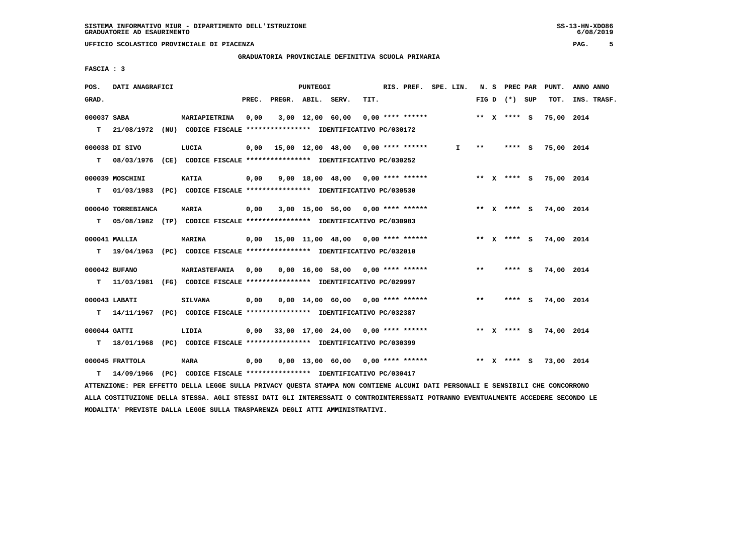SISTEMA INFORMATIVO MIUR - DIPARTIMENTO DELL'ISTRUZIONE
GRADUATORIE AD ESAURIMENTO

UFFICIO SCOLASTICO PROVINCIALE DI PIACENZA

GRADUATORIA PROVINCIALE DEFINITIVA SCUOLA PRIMARIA

FASCIA : 3

| POS. GRAD. | DATI ANAGRAFICI | | PREC. | PREGR. | ABIL. | SERV. | TIT. | RIS. PREF. | SPE. LIN. | N. S FIG D | PREC PAR (*) | SUP | PUNT. TOT. | ANNO ANNO INS. TRASF. |
|---|---|---|---|---|---|---|---|---|---|---|---|---|---|---|
| 000037 | SABA | MARIAPIETRINA | 0,00 | 3,00 | 12,00 | 60,00 | 0,00 | **** ****** | | ** X | **** | S | 75,00 | 2014 |
| T | 21/08/1972 (NU) CODICE FISCALE **************** IDENTIFICATIVO PC/030172 | | | | | | | | | | | | | |
| 000038 | DI SIVO | LUCIA | 0,00 | 15,00 | 12,00 | 48,00 | 0,00 | **** ****** | I | ** | **** | S | 75,00 | 2014 |
| T | 08/03/1976 (CE) CODICE FISCALE **************** IDENTIFICATIVO PC/030252 | | | | | | | | | | | | | |
| 000039 | MOSCHINI | KATIA | 0,00 | 9,00 | 18,00 | 48,00 | 0,00 | **** ****** | | ** X | **** | S | 75,00 | 2014 |
| T | 01/03/1983 (PC) CODICE FISCALE **************** IDENTIFICATIVO PC/030530 | | | | | | | | | | | | | |
| 000040 | TORREBIANCA | MARIA | 0,00 | 3,00 | 15,00 | 56,00 | 0,00 | **** ****** | | ** X | **** | S | 74,00 | 2014 |
| T | 05/08/1982 (TP) CODICE FISCALE **************** IDENTIFICATIVO PC/030983 | | | | | | | | | | | | | |
| 000041 | MALLIA | MARINA | 0,00 | 15,00 | 11,00 | 48,00 | 0,00 | **** ****** | | ** X | **** | S | 74,00 | 2014 |
| T | 19/04/1963 (PC) CODICE FISCALE **************** IDENTIFICATIVO PC/032010 | | | | | | | | | | | | | |
| 000042 | BUFANO | MARIASTEFANIA | 0,00 | 0,00 | 16,00 | 58,00 | 0,00 | **** ****** | | ** | **** | S | 74,00 | 2014 |
| T | 11/03/1981 (FG) CODICE FISCALE **************** IDENTIFICATIVO PC/029997 | | | | | | | | | | | | | |
| 000043 | LABATI | SILVANA | 0,00 | 0,00 | 14,00 | 60,00 | 0,00 | **** ****** | | ** | **** | S | 74,00 | 2014 |
| T | 14/11/1967 (PC) CODICE FISCALE **************** IDENTIFICATIVO PC/032387 | | | | | | | | | | | | | |
| 000044 | GATTI | LIDIA | 0,00 | 33,00 | 17,00 | 24,00 | 0,00 | **** ****** | | ** X | **** | S | 74,00 | 2014 |
| T | 18/01/1968 (PC) CODICE FISCALE **************** IDENTIFICATIVO PC/030399 | | | | | | | | | | | | | |
| 000045 | FRATTOLA | MARA | 0,00 | 0,00 | 13,00 | 60,00 | 0,00 | **** ****** | | ** X | **** | S | 73,00 | 2014 |
| T | 14/09/1966 (PC) CODICE FISCALE **************** IDENTIFICATIVO PC/030417 | | | | | | | | | | | | | |

ATTENZIONE: PER EFFETTO DELLA LEGGE SULLA PRIVACY QUESTA STAMPA NON CONTIENE ALCUNI DATI PERSONALI E SENSIBILI CHE CONCORRONO ALLA COSTITUZIONE DELLA STESSA. AGLI STESSI DATI GLI INTERESSATI O CONTROINTERESSATI POTRANNO EVENTUALMENTE ACCEDERE SECONDO LE MODALITA' PREVISTE DALLA LEGGE SULLA TRASPARENZA DEGLI ATTI AMMINISTRATIVI.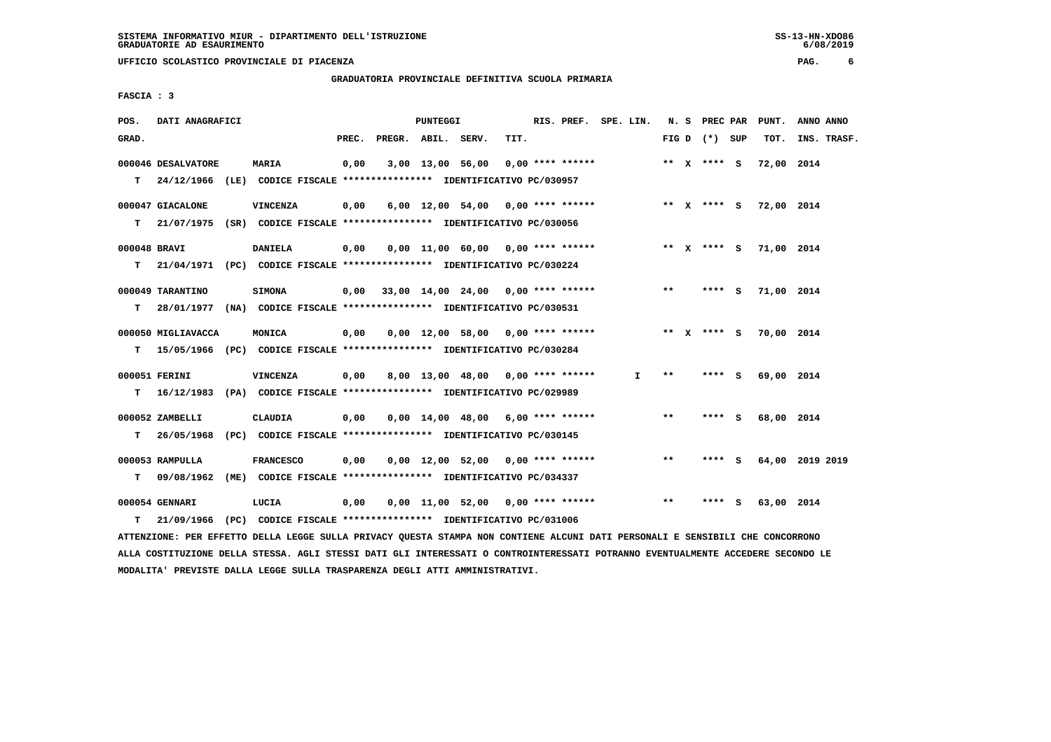SISTEMA INFORMATIVO MIUR - DIPARTIMENTO DELL'ISTRUZIONE
GRADUATORIE AD ESAURIMENTO

UFFICIO SCOLASTICO PROVINCIALE DI PIACENZA

GRADUATORIA PROVINCIALE DEFINITIVA SCUOLA PRIMARIA

FASCIA : 3

| POS. GRAD. | DATI ANAGRAFICI | | PREC. | PREGR. | ABIL. | SERV. | TIT. | RIS. PREF. | SPE. LIN. | N. S FIG D | PREC PAR (*) SUP | PUNT. TOT. | ANNO ANNO INS. TRASF. |
|---|---|---|---|---|---|---|---|---|---|---|---|---|---|
| 000046 | DESALVATORE | MARIA | 0,00 | 3,00 | 13,00 | 56,00 | 0,00 | **** ****** | | ** X | **** S | 72,00 | 2014 |
| T | 24/12/1966 (LE) | CODICE FISCALE **************** IDENTIFICATIVO PC/030957 | | | | | | | | | | | |
| 000047 | GIACALONE | VINCENZA | 0,00 | 6,00 | 12,00 | 54,00 | 0,00 | **** ****** | | ** X | **** S | 72,00 | 2014 |
| T | 21/07/1975 (SR) | CODICE FISCALE **************** IDENTIFICATIVO PC/030056 | | | | | | | | | | | |
| 000048 | BRAVI | DANIELA | 0,00 | 0,00 | 11,00 | 60,00 | 0,00 | **** ****** | | ** X | **** S | 71,00 | 2014 |
| T | 21/04/1971 (PC) | CODICE FISCALE **************** IDENTIFICATIVO PC/030224 | | | | | | | | | | | |
| 000049 | TARANTINO | SIMONA | 0,00 | 33,00 | 14,00 | 24,00 | 0,00 | **** ****** | | ** | **** S | 71,00 | 2014 |
| T | 28/01/1977 (NA) | CODICE FISCALE **************** IDENTIFICATIVO PC/030531 | | | | | | | | | | | |
| 000050 | MIGLIAVACCA | MONICA | 0,00 | 0,00 | 12,00 | 58,00 | 0,00 | **** ****** | | ** X | **** S | 70,00 | 2014 |
| T | 15/05/1966 (PC) | CODICE FISCALE **************** IDENTIFICATIVO PC/030284 | | | | | | | | | | | |
| 000051 | FERINI | VINCENZA | 0,00 | 8,00 | 13,00 | 48,00 | 0,00 | **** ****** | I | ** | **** S | 69,00 | 2014 |
| T | 16/12/1983 (PA) | CODICE FISCALE **************** IDENTIFICATIVO PC/029989 | | | | | | | | | | | |
| 000052 | ZAMBELLI | CLAUDIA | 0,00 | 0,00 | 14,00 | 48,00 | 6,00 | **** ****** | | ** | **** S | 68,00 | 2014 |
| T | 26/05/1968 (PC) | CODICE FISCALE **************** IDENTIFICATIVO PC/030145 | | | | | | | | | | | |
| 000053 | RAMPULLA | FRANCESCO | 0,00 | 0,00 | 12,00 | 52,00 | 0,00 | **** ****** | | ** | **** S | 64,00 | 2019 2019 |
| T | 09/08/1962 (ME) | CODICE FISCALE **************** IDENTIFICATIVO PC/034337 | | | | | | | | | | | |
| 000054 | GENNARI | LUCIA | 0,00 | 0,00 | 11,00 | 52,00 | 0,00 | **** ****** | | ** | **** S | 63,00 | 2014 |
| T | 21/09/1966 (PC) | CODICE FISCALE **************** IDENTIFICATIVO PC/031006 | | | | | | | | | | | |

ATTENZIONE: PER EFFETTO DELLA LEGGE SULLA PRIVACY QUESTA STAMPA NON CONTIENE ALCUNI DATI PERSONALI E SENSIBILI CHE CONCORRONO ALLA COSTITUZIONE DELLA STESSA. AGLI STESSI DATI GLI INTERESSATI O CONTROINTERESSATI POTRANNO EVENTUALMENTE ACCEDERE SECONDO LE MODALITA' PREVISTE DALLA LEGGE SULLA TRASPARENZA DEGLI ATTI AMMINISTRATIVI.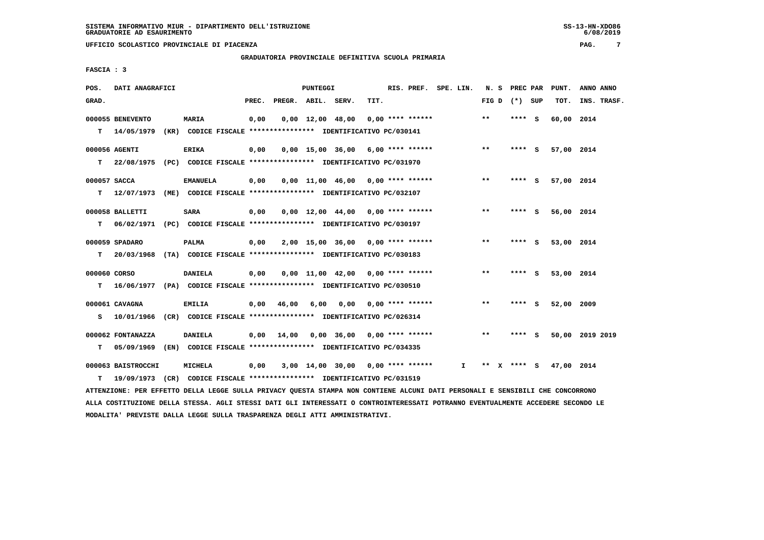SISTEMA INFORMATIVO MIUR - DIPARTIMENTO DELL'ISTRUZIONE
GRADUATORIE AD ESAURIMENTO

UFFICIO SCOLASTICO PROVINCIALE DI PIACENZA

GRADUATORIA PROVINCIALE DEFINITIVA SCUOLA PRIMARIA

FASCIA : 3

| POS. GRAD. | DATI ANAGRAFICI | | PREC. | PREGR. | ABIL. | SERV. | TIT. | RIS. PREF. | SPE. LIN. | N. S FIG D | PREC PAR (*) SUP | PUNT. TOT. | ANNO ANNO INS. TRASF. |
|---|---|---|---|---|---|---|---|---|---|---|---|---|---|
| 000055 | BENEVENTO | MARIA | 0,00 | 0,00 | 12,00 | 48,00 | 0,00 | **** ****** | | ** | **** S | 60,00 | 2014 |
| T | 14/05/1979 (KR) | CODICE FISCALE **************** IDENTIFICATIVO PC/030141 | | | | | | | | | | | |
| 000056 | AGENTI | ERIKA | 0,00 | 0,00 | 15,00 | 36,00 | 6,00 | **** ****** | | ** | **** S | 57,00 | 2014 |
| T | 22/08/1975 (PC) | CODICE FISCALE **************** IDENTIFICATIVO PC/031970 | | | | | | | | | | | |
| 000057 | SACCA | EMANUELA | 0,00 | 0,00 | 11,00 | 46,00 | 0,00 | **** ****** | | ** | **** S | 57,00 | 2014 |
| T | 12/07/1973 (ME) | CODICE FISCALE **************** IDENTIFICATIVO PC/032107 | | | | | | | | | | | |
| 000058 | BALLETTI | SARA | 0,00 | 0,00 | 12,00 | 44,00 | 0,00 | **** ****** | | ** | **** S | 56,00 | 2014 |
| T | 06/02/1971 (PC) | CODICE FISCALE **************** IDENTIFICATIVO PC/030197 | | | | | | | | | | | |
| 000059 | SPADARO | PALMA | 0,00 | 2,00 | 15,00 | 36,00 | 0,00 | **** ****** | | ** | **** S | 53,00 | 2014 |
| T | 20/03/1968 (TA) | CODICE FISCALE **************** IDENTIFICATIVO PC/030183 | | | | | | | | | | | |
| 000060 | CORSO | DANIELA | 0,00 | 0,00 | 11,00 | 42,00 | 0,00 | **** ****** | | ** | **** S | 53,00 | 2014 |
| T | 16/06/1977 (PA) | CODICE FISCALE **************** IDENTIFICATIVO PC/030510 | | | | | | | | | | | |
| 000061 | CAVAGNA | EMILIA | 0,00 | 46,00 | 6,00 | 0,00 | 0,00 | **** ****** | | ** | **** S | 52,00 | 2009 |
| S | 10/01/1966 (CR) | CODICE FISCALE **************** IDENTIFICATIVO PC/026314 | | | | | | | | | | | |
| 000062 | FONTANAZZA | DANIELA | 0,00 | 14,00 | 0,00 | 36,00 | 0,00 | **** ****** | | ** | **** S | 50,00 | 2019 2019 |
| T | 05/09/1969 (EN) | CODICE FISCALE **************** IDENTIFICATIVO PC/034335 | | | | | | | | | | | |
| 000063 | BAISTROCCHI | MICHELA | 0,00 | 3,00 | 14,00 | 30,00 | 0,00 | **** ****** | I | ** X | **** S | 47,00 | 2014 |
| T | 19/09/1973 (CR) | CODICE FISCALE **************** IDENTIFICATIVO PC/031519 | | | | | | | | | | | |

ATTENZIONE: PER EFFETTO DELLA LEGGE SULLA PRIVACY QUESTA STAMPA NON CONTIENE ALCUNI DATI PERSONALI E SENSIBILI CHE CONCORRONO ALLA COSTITUZIONE DELLA STESSA. AGLI STESSI DATI GLI INTERESSATI O CONTROINTERESSATI POTRANNO EVENTUALMENTE ACCEDERE SECONDO LE MODALITA' PREVISTE DALLA LEGGE SULLA TRASPARENZA DEGLI ATTI AMMINISTRATIVI.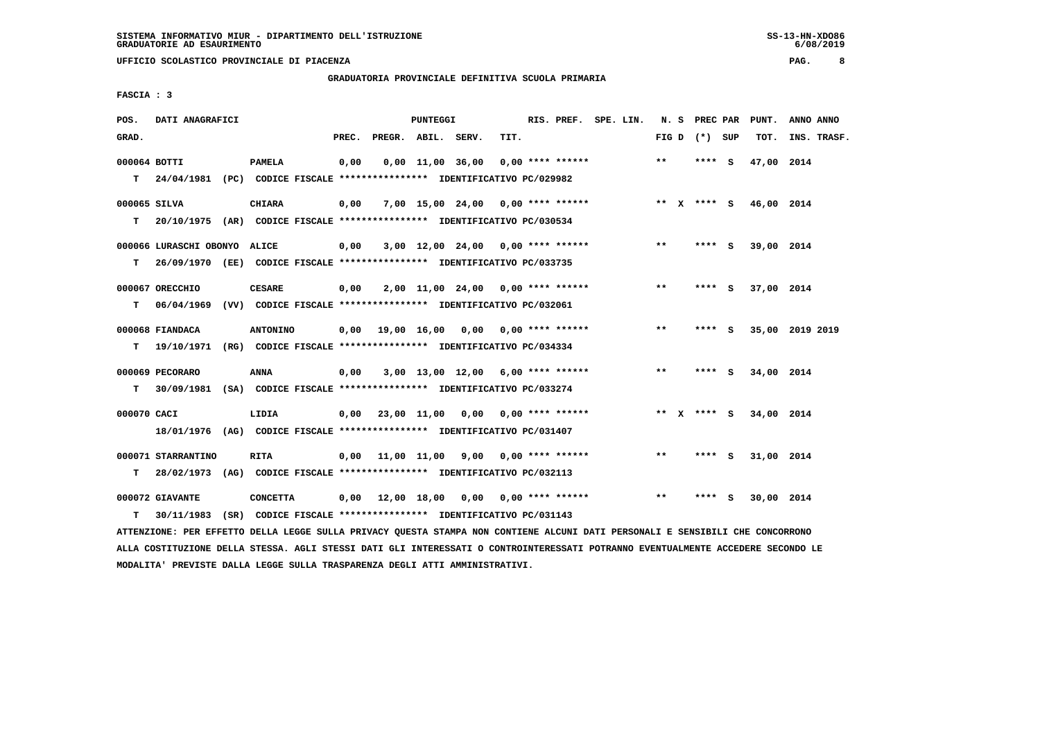SISTEMA INFORMATIVO MIUR - DIPARTIMENTO DELL'ISTRUZIONE
GRADUATORIE AD ESAURIMENTO

UFFICIO SCOLASTICO PROVINCIALE DI PIACENZA

GRADUATORIA PROVINCIALE DEFINITIVA SCUOLA PRIMARIA

FASCIA : 3

| POS. GRAD. | DATI ANAGRAFICI | | PREC. | PREGR. | ABIL. | SERV. | TIT. | RIS. PREF. | SPE. LIN. | N. S FIG D | PREC PAR (*) SUP | PUNT. TOT. | ANNO ANNO INS. TRASF. |
|---|---|---|---|---|---|---|---|---|---|---|---|---|---|
| 000064 | BOTTI | PAMELA | 0,00 | 0,00 | 11,00 | 36,00 | 0,00 | **** ****** | | ** | **** S | 47,00 | 2014 |
| T | 24/04/1981 (PC) CODICE FISCALE **************** IDENTIFICATIVO PC/029982 | | | | | | | | | | | | |
| 000065 | SILVA | CHIARA | 0,00 | 7,00 | 15,00 | 24,00 | 0,00 | **** ****** | | ** X | **** S | 46,00 | 2014 |
| T | 20/10/1975 (AR) CODICE FISCALE **************** IDENTIFICATIVO PC/030534 | | | | | | | | | | | | |
| 000066 | LURASCHI OBONYO | ALICE | 0,00 | 3,00 | 12,00 | 24,00 | 0,00 | **** ****** | | ** | **** S | 39,00 | 2014 |
| T | 26/09/1970 (EE) CODICE FISCALE **************** IDENTIFICATIVO PC/033735 | | | | | | | | | | | | |
| 000067 | ORECCHIO | CESARE | 0,00 | 2,00 | 11,00 | 24,00 | 0,00 | **** ****** | | ** | **** S | 37,00 | 2014 |
| T | 06/04/1969 (VV) CODICE FISCALE **************** IDENTIFICATIVO PC/032061 | | | | | | | | | | | | |
| 000068 | FIANDACA | ANTONINO | 0,00 | 19,00 | 16,00 | 0,00 | 0,00 | **** ****** | | ** | **** S | 35,00 | 2019 2019 |
| T | 19/10/1971 (RG) CODICE FISCALE **************** IDENTIFICATIVO PC/034334 | | | | | | | | | | | | |
| 000069 | PECORARO | ANNA | 0,00 | 3,00 | 13,00 | 12,00 | 6,00 | **** ****** | | ** | **** S | 34,00 | 2014 |
| T | 30/09/1981 (SA) CODICE FISCALE **************** IDENTIFICATIVO PC/033274 | | | | | | | | | | | | |
| 000070 | CACI | LIDIA | 0,00 | 23,00 | 11,00 | 0,00 | 0,00 | **** ****** | | ** X | **** S | 34,00 | 2014 |
| | 18/01/1976 (AG) CODICE FISCALE **************** IDENTIFICATIVO PC/031407 | | | | | | | | | | | | |
| 000071 | STARRANTINO | RITA | 0,00 | 11,00 | 11,00 | 9,00 | 0,00 | **** ****** | | ** | **** S | 31,00 | 2014 |
| T | 28/02/1973 (AG) CODICE FISCALE **************** IDENTIFICATIVO PC/032113 | | | | | | | | | | | | |
| 000072 | GIAVANTE | CONCETTA | 0,00 | 12,00 | 18,00 | 0,00 | 0,00 | **** ****** | | ** | **** S | 30,00 | 2014 |
| T | 30/11/1983 (SR) CODICE FISCALE **************** IDENTIFICATIVO PC/031143 | | | | | | | | | | | | |

ATTENZIONE: PER EFFETTO DELLA LEGGE SULLA PRIVACY QUESTA STAMPA NON CONTIENE ALCUNI DATI PERSONALI E SENSIBILI CHE CONCORRONO ALLA COSTITUZIONE DELLA STESSA. AGLI STESSI DATI GLI INTERESSATI O CONTROINTERESSATI POTRANNO EVENTUALMENTE ACCEDERE SECONDO LE MODALITA' PREVISTE DALLA LEGGE SULLA TRASPARENZA DEGLI ATTI AMMINISTRATIVI.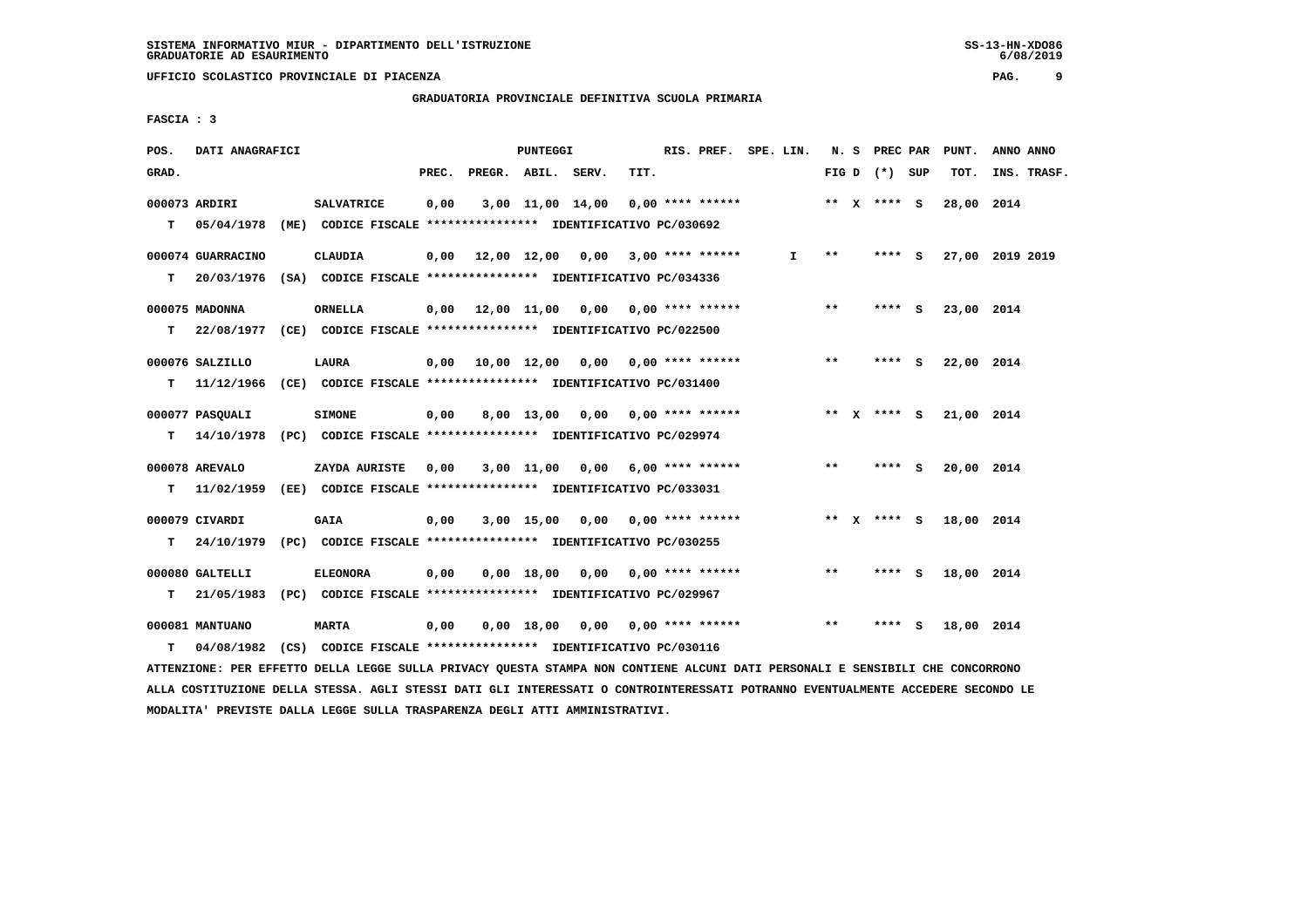SISTEMA INFORMATIVO MIUR - DIPARTIMENTO DELL'ISTRUZIONE
GRADUATORIE AD ESAURIMENTO

UFFICIO SCOLASTICO PROVINCIALE DI PIACENZA

GRADUATORIA PROVINCIALE DEFINITIVA SCUOLA PRIMARIA

FASCIA : 3

| POS. GRAD. | DATI ANAGRAFICI | | PREC. | PREGR. | ABIL. | SERV. | TIT. | RIS. PREF. | SPE. LIN. | N. S FIG D | PREC PAR (*) | SUP | PUNT. TOT. | ANNO INS. | ANNO TRASF. |
|---|---|---|---|---|---|---|---|---|---|---|---|---|---|---|---|
| 000073 | ARDIRI | SALVATRICE | 0,00 | 3,00 | 11,00 | 14,00 | 0,00 | **** ****** | | ** X | **** | S | 28,00 | 2014 | |
| T | 05/04/1978 (ME) | CODICE FISCALE **************** IDENTIFICATIVO PC/030692 | | | | | | | | | | | | | |
| 000074 | GUARRACINO | CLAUDIA | 0,00 | 12,00 | 12,00 | 0,00 | 3,00 | **** ****** | I | ** | **** | S | 27,00 | 2019 | 2019 |
| T | 20/03/1976 (SA) | CODICE FISCALE **************** IDENTIFICATIVO PC/034336 | | | | | | | | | | | | | |
| 000075 | MADONNA | ORNELLA | 0,00 | 12,00 | 11,00 | 0,00 | 0,00 | **** ****** | | ** | **** | S | 23,00 | 2014 | |
| T | 22/08/1977 (CE) | CODICE FISCALE **************** IDENTIFICATIVO PC/022500 | | | | | | | | | | | | | |
| 000076 | SALZILLO | LAURA | 0,00 | 10,00 | 12,00 | 0,00 | 0,00 | **** ****** | | ** | **** | S | 22,00 | 2014 | |
| T | 11/12/1966 (CE) | CODICE FISCALE **************** IDENTIFICATIVO PC/031400 | | | | | | | | | | | | | |
| 000077 | PASQUALI | SIMONE | 0,00 | 8,00 | 13,00 | 0,00 | 0,00 | **** ****** | | ** X | **** | S | 21,00 | 2014 | |
| T | 14/10/1978 (PC) | CODICE FISCALE **************** IDENTIFICATIVO PC/029974 | | | | | | | | | | | | | |
| 000078 | AREVALO | ZAYDA AURISTE | 0,00 | 3,00 | 11,00 | 0,00 | 6,00 | **** ****** | | ** | **** | S | 20,00 | 2014 | |
| T | 11/02/1959 (EE) | CODICE FISCALE **************** IDENTIFICATIVO PC/033031 | | | | | | | | | | | | | |
| 000079 | CIVARDI | GAIA | 0,00 | 3,00 | 15,00 | 0,00 | 0,00 | **** ****** | | ** X | **** | S | 18,00 | 2014 | |
| T | 24/10/1979 (PC) | CODICE FISCALE **************** IDENTIFICATIVO PC/030255 | | | | | | | | | | | | | |
| 000080 | GALTELLI | ELEONORA | 0,00 | 0,00 | 18,00 | 0,00 | 0,00 | **** ****** | | ** | **** | S | 18,00 | 2014 | |
| T | 21/05/1983 (PC) | CODICE FISCALE **************** IDENTIFICATIVO PC/029967 | | | | | | | | | | | | | |
| 000081 | MANTUANO | MARTA | 0,00 | 0,00 | 18,00 | 0,00 | 0,00 | **** ****** | | ** | **** | S | 18,00 | 2014 | |
| T | 04/08/1982 (CS) | CODICE FISCALE **************** IDENTIFICATIVO PC/030116 | | | | | | | | | | | | | |

ATTENZIONE: PER EFFETTO DELLA LEGGE SULLA PRIVACY QUESTA STAMPA NON CONTIENE ALCUNI DATI PERSONALI E SENSIBILI CHE CONCORRONO ALLA COSTITUZIONE DELLA STESSA. AGLI STESSI DATI GLI INTERESSATI O CONTROINTERESSATI POTRANNO EVENTUALMENTE ACCEDERE SECONDO LE MODALITA' PREVISTE DALLA LEGGE SULLA TRASPARENZA DEGLI ATTI AMMINISTRATIVI.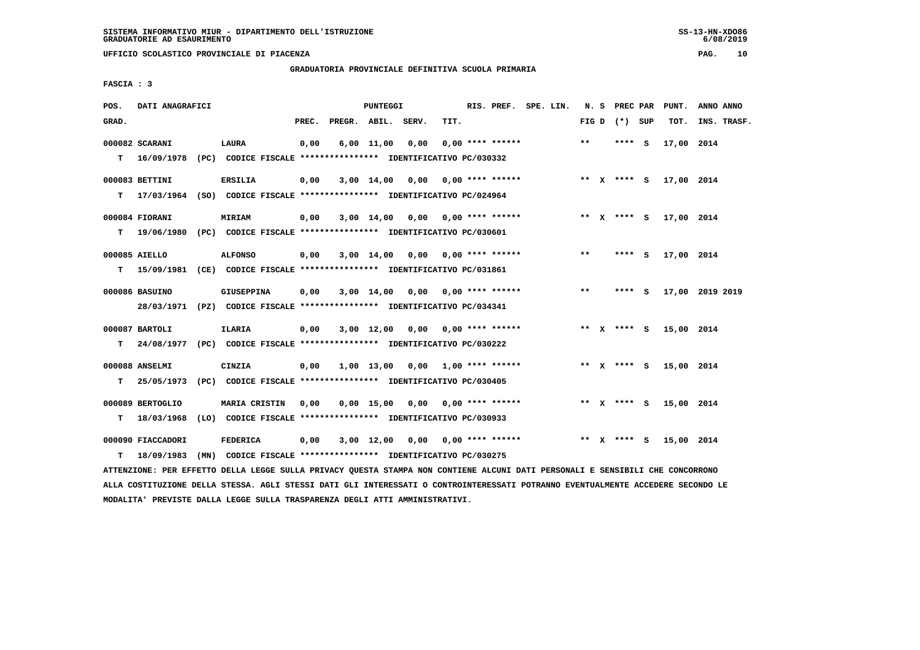SISTEMA INFORMATIVO MIUR - DIPARTIMENTO DELL'ISTRUZIONE
GRADUATORIE AD ESAURIMENTO

UFFICIO SCOLASTICO PROVINCIALE DI PIACENZA

GRADUATORIA PROVINCIALE DEFINITIVA SCUOLA PRIMARIA

FASCIA : 3

| POS. GRAD. | DATI ANAGRAFICI | | PREC. | PREGR. | ABIL. | SERV. | TIT. | RIS. PREF. | SPE. LIN. | N. S FIG D | PREC PAR (*) SUP | PUNT. TOT. | ANNO INS. | ANNO TRASF. |
|---|---|---|---|---|---|---|---|---|---|---|---|---|---|---|
| 000082 SCARANI | LAURA | | 0,00 | 6,00 | 11,00 | 0,00 | 0,00 | **** ****** | | ** | **** S | 17,00 | 2014 | |
| T 16/09/1978 (PC) | CODICE FISCALE **************** | IDENTIFICATIVO PC/030332 | | | | | | | | | | | | |
| 000083 BETTINI | ERSILIA | | 0,00 | 3,00 | 14,00 | 0,00 | 0,00 | **** ****** | | ** X | **** S | 17,00 | 2014 | |
| T 17/03/1964 (SO) | CODICE FISCALE **************** | IDENTIFICATIVO PC/024964 | | | | | | | | | | | | |
| 000084 FIORANI | MIRIAM | | 0,00 | 3,00 | 14,00 | 0,00 | 0,00 | **** ****** | | ** X | **** S | 17,00 | 2014 | |
| T 19/06/1980 (PC) | CODICE FISCALE **************** | IDENTIFICATIVO PC/030601 | | | | | | | | | | | | |
| 000085 AIELLO | ALFONSO | | 0,00 | 3,00 | 14,00 | 0,00 | 0,00 | **** ****** | | ** | **** S | 17,00 | 2014 | |
| T 15/09/1981 (CE) | CODICE FISCALE **************** | IDENTIFICATIVO PC/031861 | | | | | | | | | | | | |
| 000086 BASUINO | GIUSEPPINA | | 0,00 | 3,00 | 14,00 | 0,00 | 0,00 | **** ****** | | ** | **** S | 17,00 | 2019 | 2019 |
| 28/03/1971 (PZ) | CODICE FISCALE **************** | IDENTIFICATIVO PC/034341 | | | | | | | | | | | | |
| 000087 BARTOLI | ILARIA | | 0,00 | 3,00 | 12,00 | 0,00 | 0,00 | **** ****** | | ** X | **** S | 15,00 | 2014 | |
| T 24/08/1977 (PC) | CODICE FISCALE **************** | IDENTIFICATIVO PC/030222 | | | | | | | | | | | | |
| 000088 ANSELMI | CINZIA | | 0,00 | 1,00 | 13,00 | 0,00 | 1,00 | **** ****** | | ** X | **** S | 15,00 | 2014 | |
| T 25/05/1973 (PC) | CODICE FISCALE **************** | IDENTIFICATIVO PC/030405 | | | | | | | | | | | | |
| 000089 BERTOGLIO | MARIA CRISTIN | | 0,00 | 0,00 | 15,00 | 0,00 | 0,00 | **** ****** | | ** X | **** S | 15,00 | 2014 | |
| T 18/03/1968 (LO) | CODICE FISCALE **************** | IDENTIFICATIVO PC/030933 | | | | | | | | | | | | |
| 000090 FIACCADORI | FEDERICA | | 0,00 | 3,00 | 12,00 | 0,00 | 0,00 | **** ****** | | ** X | **** S | 15,00 | 2014 | |
| T 18/09/1983 (MN) | CODICE FISCALE **************** | IDENTIFICATIVO PC/030275 | | | | | | | | | | | | |

ATTENZIONE: PER EFFETTO DELLA LEGGE SULLA PRIVACY QUESTA STAMPA NON CONTIENE ALCUNI DATI PERSONALI E SENSIBILI CHE CONCORRONO ALLA COSTITUZIONE DELLA STESSA. AGLI STESSI DATI GLI INTERESSATI O CONTROINTERESSATI POTRANNO EVENTUALMENTE ACCEDERE SECONDO LE MODALITA' PREVISTE DALLA LEGGE SULLA TRASPARENZA DEGLI ATTI AMMINISTRATIVI.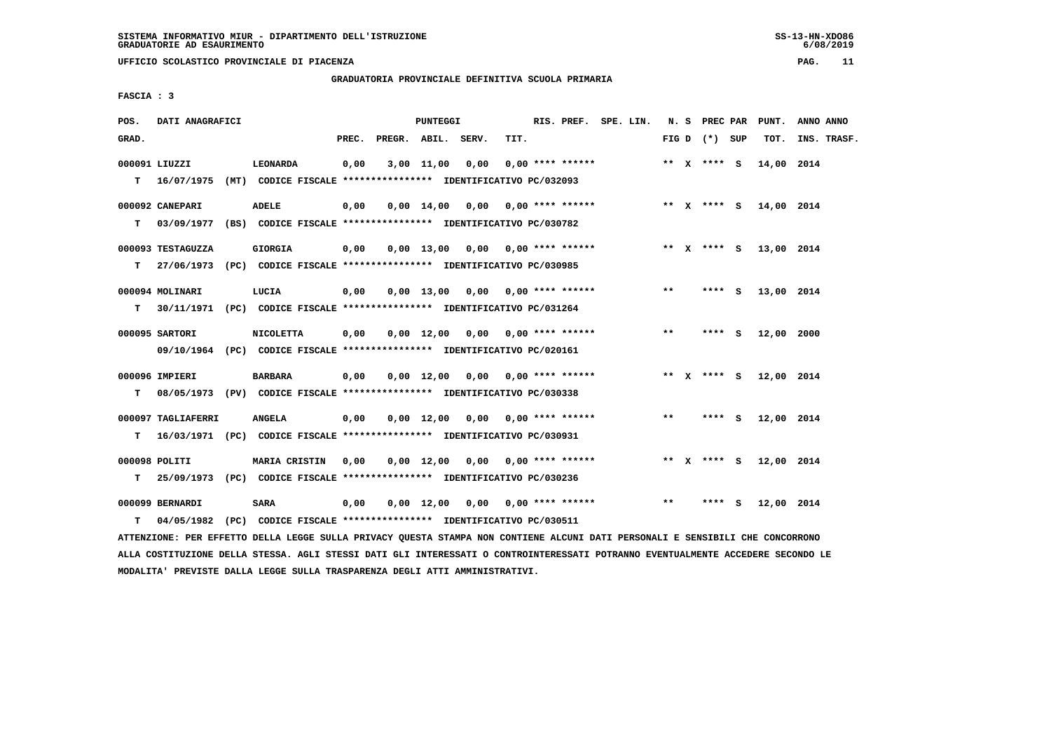SISTEMA INFORMATIVO MIUR - DIPARTIMENTO DELL'ISTRUZIONE
GRADUATORIE AD ESAURIMENTO

UFFICIO SCOLASTICO PROVINCIALE DI PIACENZA

GRADUATORIA PROVINCIALE DEFINITIVA SCUOLA PRIMARIA

FASCIA : 3

| POS. GRAD. | DATI ANAGRAFICI | | PREC. | PREGR. | ABIL. | SERV. | TIT. | RIS. PREF. | SPE. LIN. | N. S FIG D | PREC PAR (*) SUP | PUNT. TOT. | ANNO ANNO INS. TRASF. |
|---|---|---|---|---|---|---|---|---|---|---|---|---|---|
| 000091 | LIUZZI | LEONARDA | 0,00 | 3,00 | 11,00 | 0,00 | 0,00 | **** ****** | | ** X | **** S | 14,00 | 2014 |
| T | 16/07/1975 (MT) | CODICE FISCALE **************** IDENTIFICATIVO PC/032093 | | | | | | | | | | | |
| 000092 | CANEPARI | ADELE | 0,00 | 0,00 | 14,00 | 0,00 | 0,00 | **** ****** | | ** X | **** S | 14,00 | 2014 |
| T | 03/09/1977 (BS) | CODICE FISCALE **************** IDENTIFICATIVO PC/030782 | | | | | | | | | | | |
| 000093 | TESTAGUZZA | GIORGIA | 0,00 | 0,00 | 13,00 | 0,00 | 0,00 | **** ****** | | ** X | **** S | 13,00 | 2014 |
| T | 27/06/1973 (PC) | CODICE FISCALE **************** IDENTIFICATIVO PC/030985 | | | | | | | | | | | |
| 000094 | MOLINARI | LUCIA | 0,00 | 0,00 | 13,00 | 0,00 | 0,00 | **** ****** | | ** | **** S | 13,00 | 2014 |
| T | 30/11/1971 (PC) | CODICE FISCALE **************** IDENTIFICATIVO PC/031264 | | | | | | | | | | | |
| 000095 | SARTORI | NICOLETTA | 0,00 | 0,00 | 12,00 | 0,00 | 0,00 | **** ****** | | ** | **** S | 12,00 | 2000 |
| | 09/10/1964 (PC) | CODICE FISCALE **************** IDENTIFICATIVO PC/020161 | | | | | | | | | | | |
| 000096 | IMPIERI | BARBARA | 0,00 | 0,00 | 12,00 | 0,00 | 0,00 | **** ****** | | ** X | **** S | 12,00 | 2014 |
| T | 08/05/1973 (PV) | CODICE FISCALE **************** IDENTIFICATIVO PC/030338 | | | | | | | | | | | |
| 000097 | TAGLIAFERRI | ANGELA | 0,00 | 0,00 | 12,00 | 0,00 | 0,00 | **** ****** | | ** | **** S | 12,00 | 2014 |
| T | 16/03/1971 (PC) | CODICE FISCALE **************** IDENTIFICATIVO PC/030931 | | | | | | | | | | | |
| 000098 | POLITI | MARIA CRISTIN | 0,00 | 0,00 | 12,00 | 0,00 | 0,00 | **** ****** | | ** X | **** S | 12,00 | 2014 |
| T | 25/09/1973 (PC) | CODICE FISCALE **************** IDENTIFICATIVO PC/030236 | | | | | | | | | | | |
| 000099 | BERNARDI | SARA | 0,00 | 0,00 | 12,00 | 0,00 | 0,00 | **** ****** | | ** | **** S | 12,00 | 2014 |
| T | 04/05/1982 (PC) | CODICE FISCALE **************** IDENTIFICATIVO PC/030511 | | | | | | | | | | | |

ATTENZIONE: PER EFFETTO DELLA LEGGE SULLA PRIVACY QUESTA STAMPA NON CONTIENE ALCUNI DATI PERSONALI E SENSIBILI CHE CONCORRONO ALLA COSTITUZIONE DELLA STESSA. AGLI STESSI DATI GLI INTERESSATI O CONTROINTERESSATI POTRANNO EVENTUALMENTE ACCEDERE SECONDO LE MODALITA' PREVISTE DALLA LEGGE SULLA TRASPARENZA DEGLI ATTI AMMINISTRATIVI.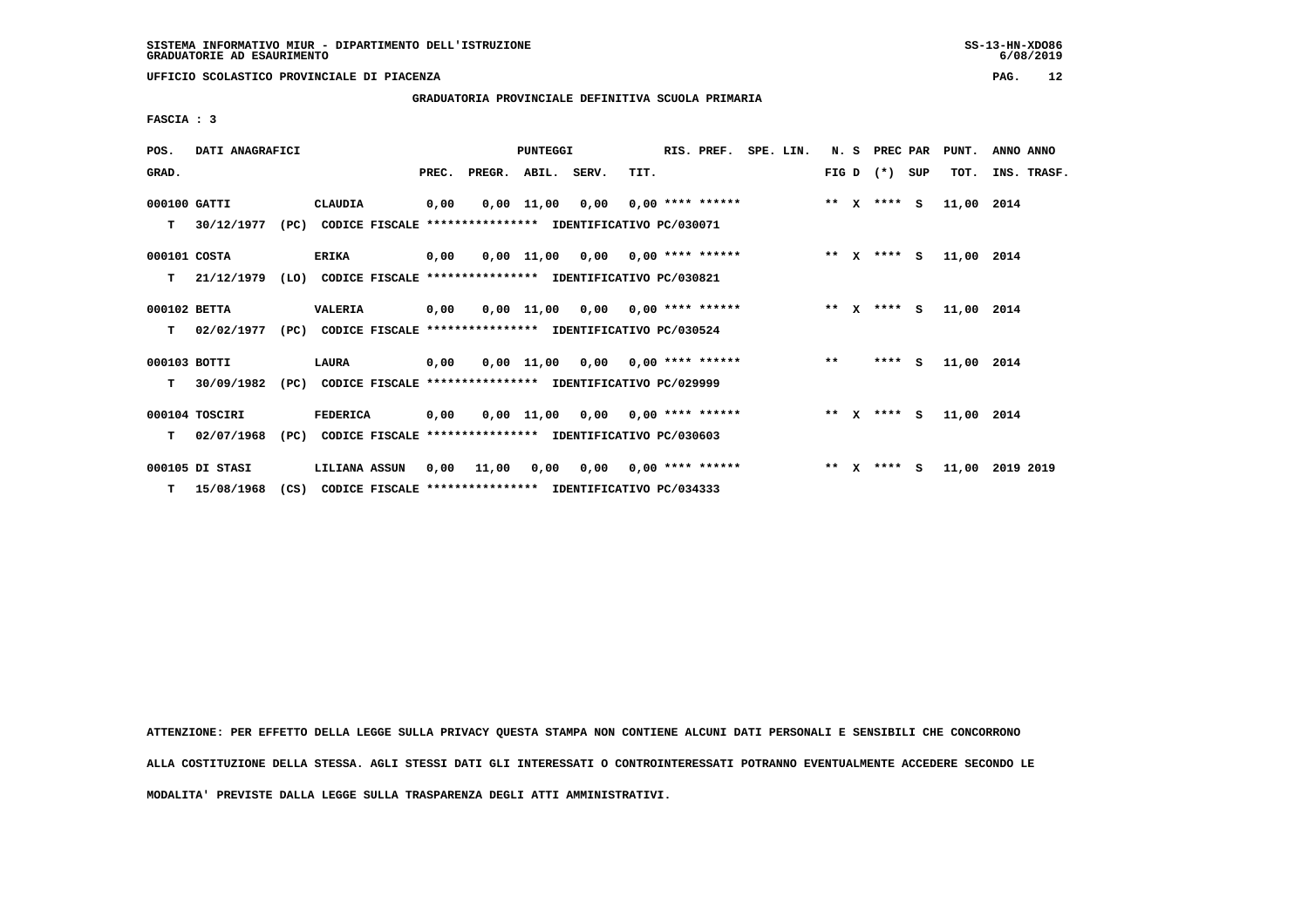SISTEMA INFORMATIVO MIUR - DIPARTIMENTO DELL'ISTRUZIONE
GRADUATORIE AD ESAURIMENTO

UFFICIO SCOLASTICO PROVINCIALE DI PIACENZA

GRADUATORIA PROVINCIALE DEFINITIVA SCUOLA PRIMARIA

FASCIA : 3

| POS. GRAD. | DATI ANAGRAFICI | | PREC. | PREGR. | ABIL. | SERV. | TIT. | RIS. PREF. | SPE. LIN. | N. S FIG D | PREC PAR (*) SUP | PUNT. TOT. | ANNO ANNO INS. TRASF. |
|---|---|---|---|---|---|---|---|---|---|---|---|---|---|
| 000100 GATTI | CLAUDIA | | 0,00 | 0,00 | 11,00 | 0,00 | 0,00 | **** ****** | | ** X | **** S | 11,00 | 2014 |
| T 30/12/1977 | (PC) CODICE FISCALE **************** | IDENTIFICATIVO PC/030071 | | | | | | | | | | | |
| 000101 COSTA | ERIKA | | 0,00 | 0,00 | 11,00 | 0,00 | 0,00 | **** ****** | | ** X | **** S | 11,00 | 2014 |
| T 21/12/1979 | (LO) CODICE FISCALE **************** | IDENTIFICATIVO PC/030821 | | | | | | | | | | | |
| 000102 BETTA | VALERIA | | 0,00 | 0,00 | 11,00 | 0,00 | 0,00 | **** ****** | | ** X | **** S | 11,00 | 2014 |
| T 02/02/1977 | (PC) CODICE FISCALE **************** | IDENTIFICATIVO PC/030524 | | | | | | | | | | | |
| 000103 BOTTI | LAURA | | 0,00 | 0,00 | 11,00 | 0,00 | 0,00 | **** ****** | | ** | **** S | 11,00 | 2014 |
| T 30/09/1982 | (PC) CODICE FISCALE **************** | IDENTIFICATIVO PC/029999 | | | | | | | | | | | |
| 000104 TOSCIRI | FEDERICA | | 0,00 | 0,00 | 11,00 | 0,00 | 0,00 | **** ****** | | ** X | **** S | 11,00 | 2014 |
| T 02/07/1968 | (PC) CODICE FISCALE **************** | IDENTIFICATIVO PC/030603 | | | | | | | | | | | |
| 000105 DI STASI | LILIANA ASSUN | | 0,00 | 11,00 | 0,00 | 0,00 | 0,00 | **** ****** | | ** X | **** S | 11,00 | 2019 2019 |
| T 15/08/1968 | (CS) CODICE FISCALE **************** | IDENTIFICATIVO PC/034333 | | | | | | | | | | | |

ATTENZIONE: PER EFFETTO DELLA LEGGE SULLA PRIVACY QUESTA STAMPA NON CONTIENE ALCUNI DATI PERSONALI E SENSIBILI CHE CONCORRONO ALLA COSTITUZIONE DELLA STESSA. AGLI STESSI DATI GLI INTERESSATI O CONTROINTERESSATI POTRANNO EVENTUALMENTE ACCEDERE SECONDO LE MODALITA' PREVISTE DALLA LEGGE SULLA TRASPARENZA DEGLI ATTI AMMINISTRATIVI.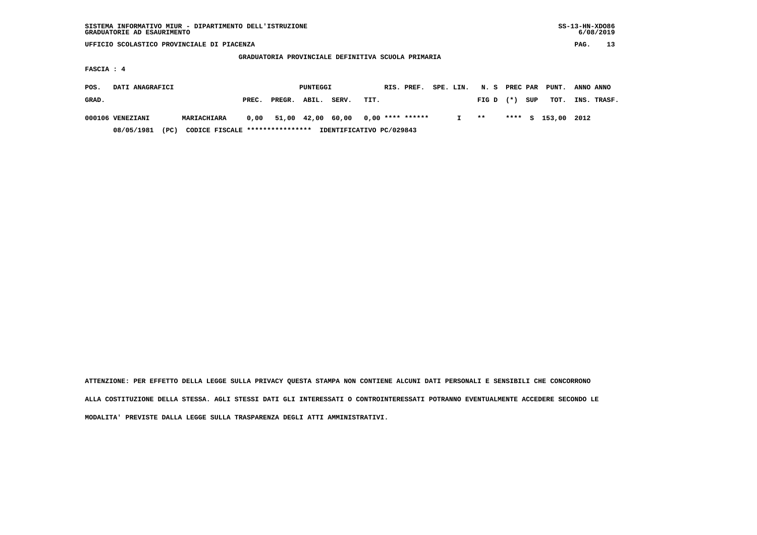SISTEMA INFORMATIVO MIUR - DIPARTIMENTO DELL'ISTRUZIONE
GRADUATORIE AD ESAURIMENTO

UFFICIO SCOLASTICO PROVINCIALE DI PIACENZA

GRADUATORIA PROVINCIALE DEFINITIVA SCUOLA PRIMARIA

FASCIA : 4

| POS. GRAD. | DATI ANAGRAFICI | | PUNTEGGI PREC. | PREGR. | ABIL. | SERV. | TIT. | RIS. PREF. | SPE. LIN. | N. S FIG D | PREC PAR (*) | SUP | PUNT. TOT. | ANNO INS. | ANNO TRASF. |
|---|---|---|---|---|---|---|---|---|---|---|---|---|---|---|---|
| 000106 | VENEZIANI | MARIACHIARA | 0,00 | 51,00 | 42,00 | 60,00 | 0,00 | **** ****** | I | ** | **** | S | 153,00 | 2012 | |
| | 08/05/1981 (PC) | CODICE FISCALE **************** | IDENTIFICATIVO PC/029843 | | | | | | | | | | | | |

ATTENZIONE: PER EFFETTO DELLA LEGGE SULLA PRIVACY QUESTA STAMPA NON CONTIENE ALCUNI DATI PERSONALI E SENSIBILI CHE CONCORRONO ALLA COSTITUZIONE DELLA STESSA. AGLI STESSI DATI GLI INTERESSATI O CONTROINTERESSATI POTRANNO EVENTUALMENTE ACCEDERE SECONDO LE MODALITA' PREVISTE DALLA LEGGE SULLA TRASPARENZA DEGLI ATTI AMMINISTRATIVI.